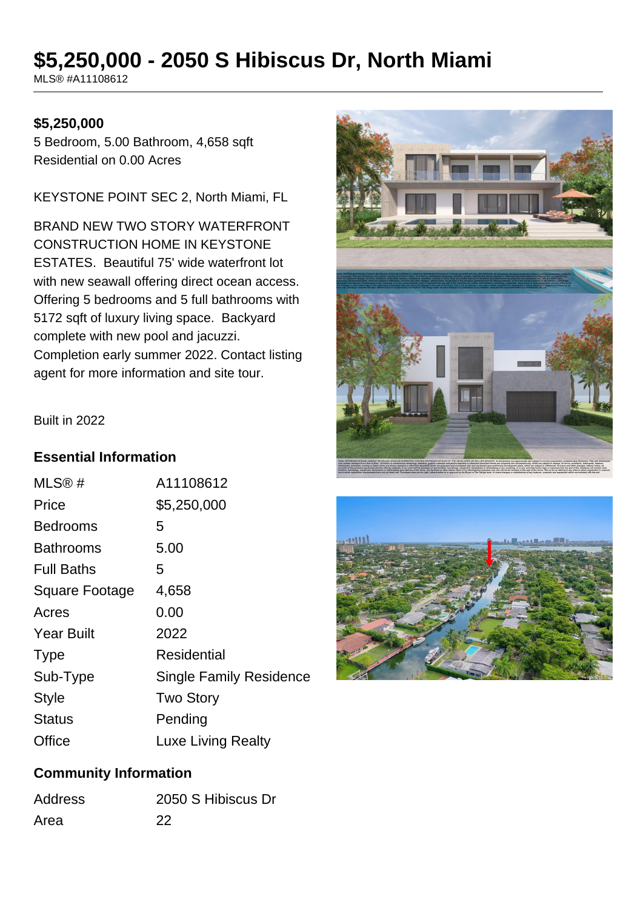# $5,250,000 - 2050 S Hibiscus Dr, North Miami

MLS® #A11108612

**$5,250,000**

5 Bedroom, 5.00 Bathroom, 4,658 sqft
Residential on 0.00 Acres

KEYSTONE POINT SEC 2, North Miami, FL

BRAND NEW TWO STORY WATERFRONT CONSTRUCTION HOME IN KEYSTONE ESTATES. Beautiful 75' wide waterfront lot with new seawall offering direct ocean access. Offering 5 bedrooms and 5 full bathrooms with 5172 sqft of luxury living space. Backyard complete with new pool and jacuzzi. Completion early summer 2022. Contact listing agent for more information and site tour.

Built in 2022

## Essential Information

| | |
|---|---|
| MLS® # | A11108612 |
| Price | $5,250,000 |
| Bedrooms | 5 |
| Bathrooms | 5.00 |
| Full Baths | 5 |
| Square Footage | 4,658 |
| Acres | 0.00 |
| Year Built | 2022 |
| Type | Residential |
| Sub-Type | Single Family Residence |
| Style | Two Story |
| Status | Pending |
| Office | Luxe Living Realty |

## Community Information

| | |
|---|---|
| Address | 2050 S Hibiscus Dr |
| Area | 22 |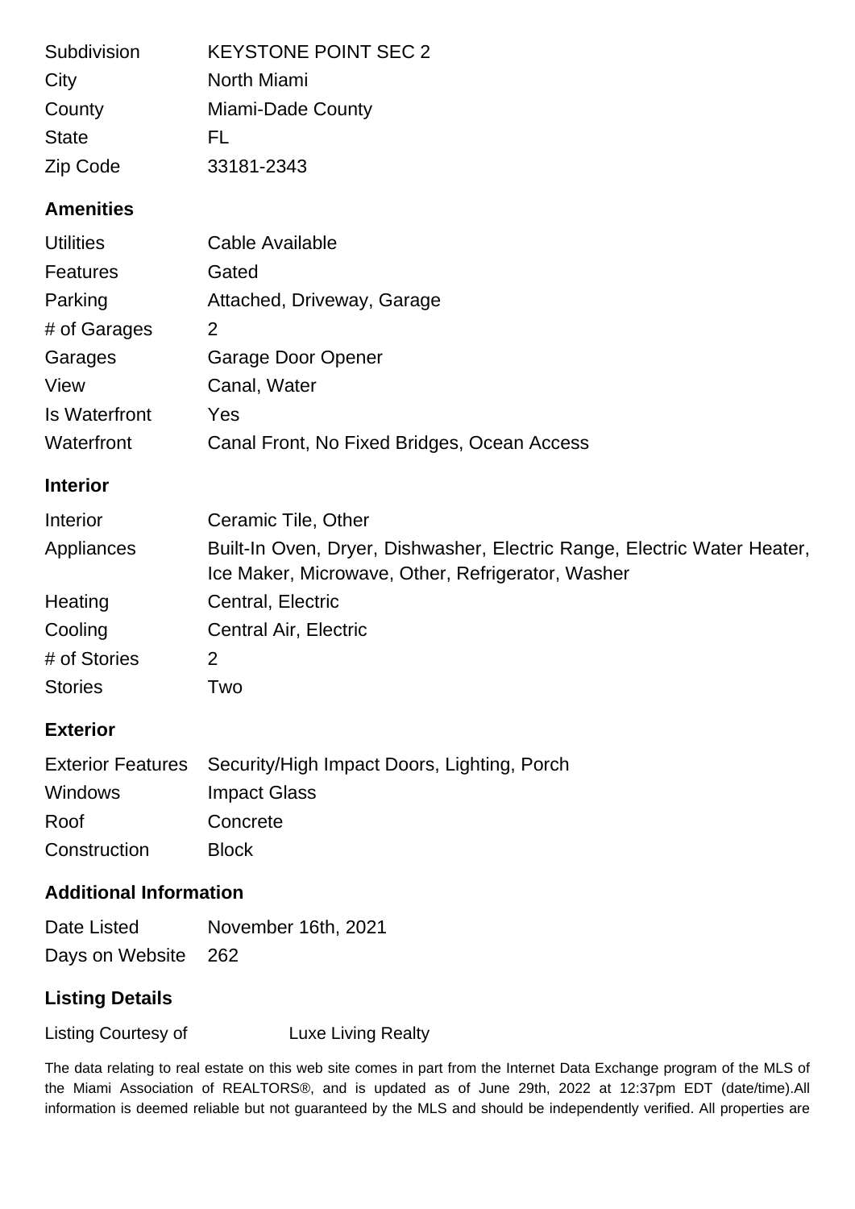| | |
|---|---|
| Subdivision | KEYSTONE POINT SEC 2 |
| City | North Miami |
| County | Miami-Dade County |
| State | FL |
| Zip Code | 33181-2343 |

## Amenities

| | |
|---|---|
| Utilities | Cable Available |
| Features | Gated |
| Parking | Attached, Driveway, Garage |
| # of Garages | 2 |
| Garages | Garage Door Opener |
| View | Canal, Water |
| Is Waterfront | Yes |
| Waterfront | Canal Front, No Fixed Bridges, Ocean Access |

## Interior

| | |
|---|---|
| Interior | Ceramic Tile, Other |
| Appliances | Built-In Oven, Dryer, Dishwasher, Electric Range, Electric Water Heater, Ice Maker, Microwave, Other, Refrigerator, Washer |
| Heating | Central, Electric |
| Cooling | Central Air, Electric |
| # of Stories | 2 |
| Stories | Two |

## Exterior

| | |
|---|---|
| Exterior Features | Security/High Impact Doors, Lighting, Porch |
| Windows | Impact Glass |
| Roof | Concrete |
| Construction | Block |

## Additional Information

| | |
|---|---|
| Date Listed | November 16th, 2021 |
| Days on Website | 262 |

## Listing Details

Listing Courtesy of Luxe Living Realty

The data relating to real estate on this web site comes in part from the Internet Data Exchange program of the MLS of the Miami Association of REALTORS®, and is updated as of June 29th, 2022 at 12:37pm EDT (date/time).All information is deemed reliable but not guaranteed by the MLS and should be independently verified. All properties are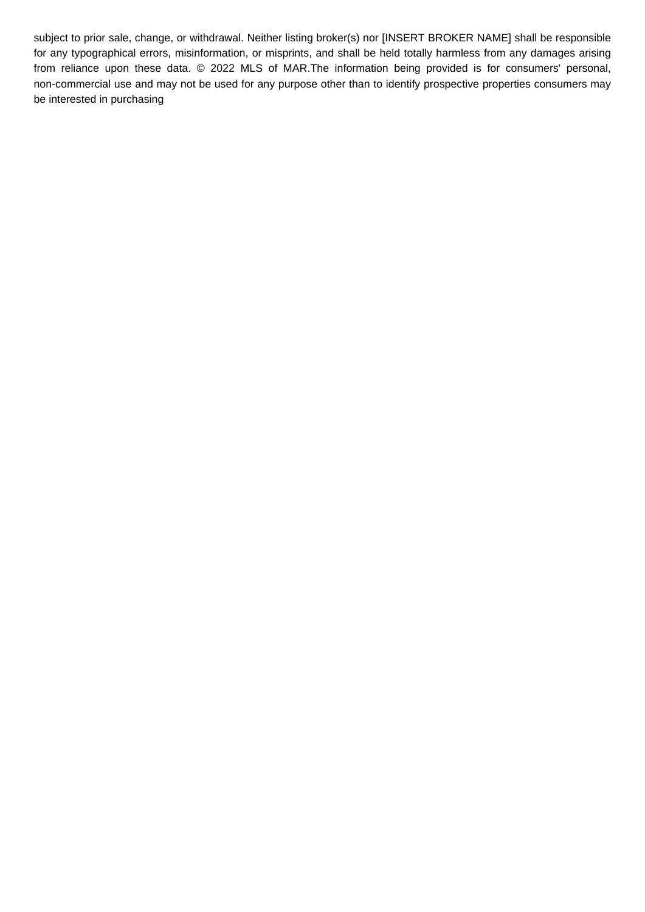subject to prior sale, change, or withdrawal. Neither listing broker(s) nor [INSERT BROKER NAME] shall be responsible for any typographical errors, misinformation, or misprints, and shall be held totally harmless from any damages arising from reliance upon these data. © 2022 MLS of MAR.The information being provided is for consumers' personal, non-commercial use and may not be used for any purpose other than to identify prospective properties consumers may be interested in purchasing